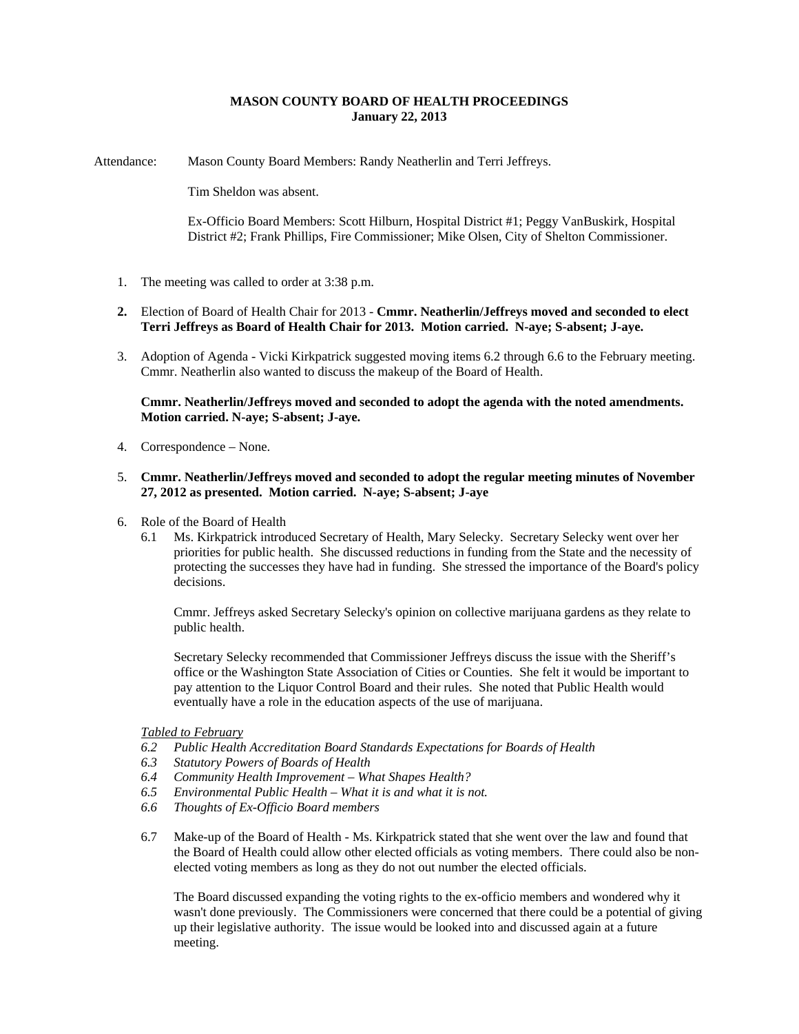**MASON COUNTY BOARD OF HEALTH PROCEEDINGS**
**January 22, 2013**

Attendance: Mason County Board Members: Randy Neatherlin and Terri Jeffreys.

Tim Sheldon was absent.

Ex-Officio Board Members: Scott Hilburn, Hospital District #1; Peggy VanBuskirk, Hospital District #2; Frank Phillips, Fire Commissioner; Mike Olsen, City of Shelton Commissioner.

1. The meeting was called to order at 3:38 p.m.

2. Election of Board of Health Chair for 2013 - **Cmmr. Neatherlin/Jeffreys moved and seconded to elect Terri Jeffreys as Board of Health Chair for 2013. Motion carried. N-aye; S-absent; J-aye.**

3. Adoption of Agenda - Vicki Kirkpatrick suggested moving items 6.2 through 6.6 to the February meeting. Cmmr. Neatherlin also wanted to discuss the makeup of the Board of Health.

   **Cmmr. Neatherlin/Jeffreys moved and seconded to adopt the agenda with the noted amendments. Motion carried. N-aye; S-absent; J-aye.**

4. Correspondence – None.

5. **Cmmr. Neatherlin/Jeffreys moved and seconded to adopt the regular meeting minutes of November 27, 2012 as presented. Motion carried. N-aye; S-absent; J-aye**

6. Role of the Board of Health

   6.1 Ms. Kirkpatrick introduced Secretary of Health, Mary Selecky. Secretary Selecky went over her priorities for public health. She discussed reductions in funding from the State and the necessity of protecting the successes they have had in funding. She stressed the importance of the Board's policy decisions.

   Cmmr. Jeffreys asked Secretary Selecky's opinion on collective marijuana gardens as they relate to public health.

   Secretary Selecky recommended that Commissioner Jeffreys discuss the issue with the Sheriff's office or the Washington State Association of Cities or Counties. She felt it would be important to pay attention to the Liquor Control Board and their rules. She noted that Public Health would eventually have a role in the education aspects of the use of marijuana.

   *Tabled to February*

   *6.2 Public Health Accreditation Board Standards Expectations for Boards of Health*
   *6.3 Statutory Powers of Boards of Health*
   *6.4 Community Health Improvement – What Shapes Health?*
   *6.5 Environmental Public Health – What it is and what it is not.*
   *6.6 Thoughts of Ex-Officio Board members*

   6.7 Make-up of the Board of Health - Ms. Kirkpatrick stated that she went over the law and found that the Board of Health could allow other elected officials as voting members. There could also be non-elected voting members as long as they do not out number the elected officials.

   The Board discussed expanding the voting rights to the ex-officio members and wondered why it wasn't done previously. The Commissioners were concerned that there could be a potential of giving up their legislative authority. The issue would be looked into and discussed again at a future meeting.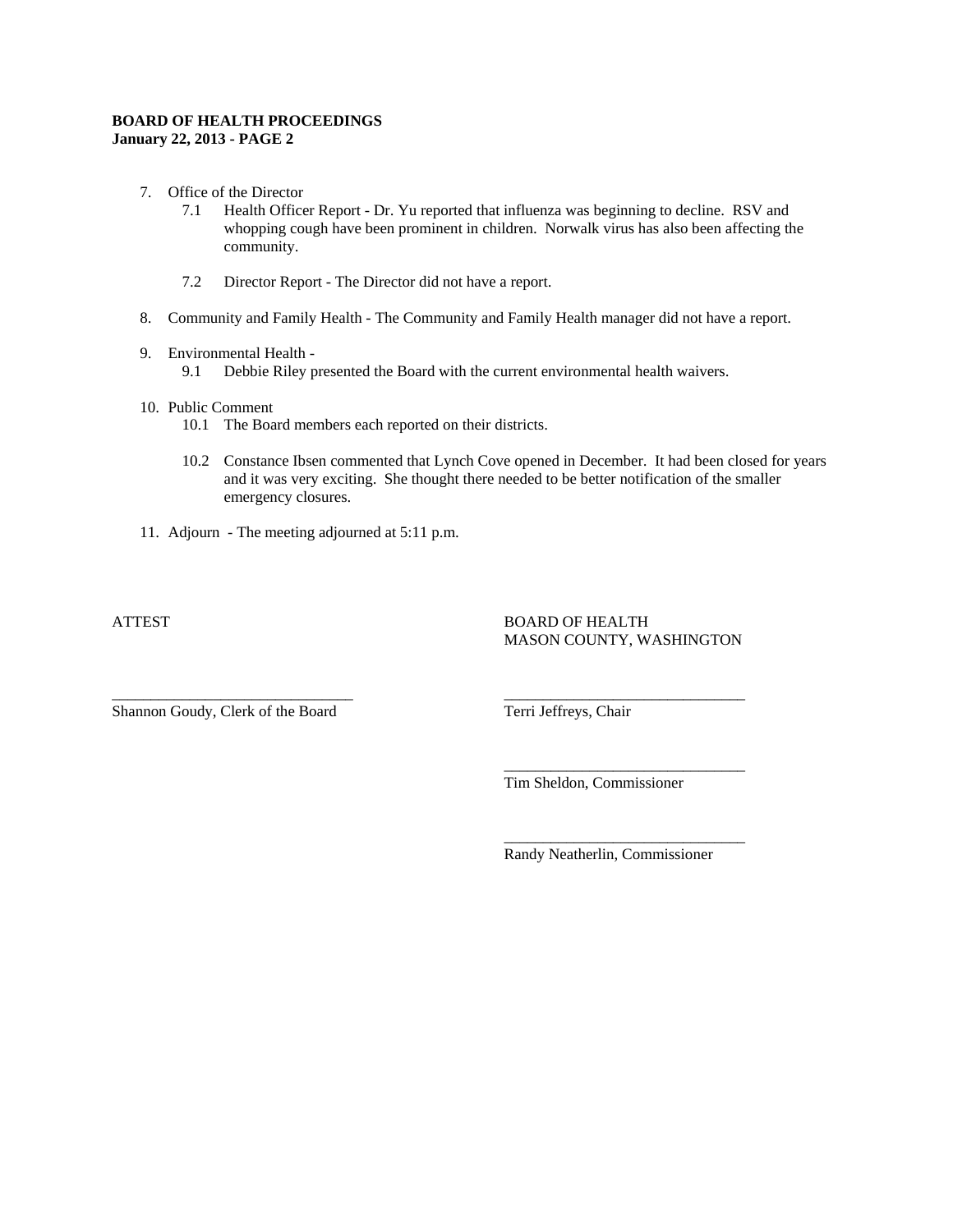**BOARD OF HEALTH PROCEEDINGS**
**January 22, 2013 - PAGE 2**

7. Office of the Director
   - 7.1 Health Officer Report - Dr. Yu reported that influenza was beginning to decline. RSV and whooping cough have been prominent in children. Norwalk virus has also been affecting the community.
   - 7.2 Director Report - The Director did not have a report.

8. Community and Family Health - The Community and Family Health manager did not have a report.

9. Environmental Health -
   - 9.1 Debbie Riley presented the Board with the current environmental health waivers.

10. Public Comment
    - 10.1 The Board members each reported on their districts.
    - 10.2 Constance Ibsen commented that Lynch Cove opened in December. It had been closed for years and it was very exciting. She thought there needed to be better notification of the smaller emergency closures.

11. Adjourn - The meeting adjourned at 5:11 p.m.

ATTEST

_______________________________
Shannon Goudy, Clerk of the Board

BOARD OF HEALTH
MASON COUNTY, WASHINGTON

_______________________________
Terri Jeffreys, Chair

_______________________________
Tim Sheldon, Commissioner

_______________________________
Randy Neatherlin, Commissioner